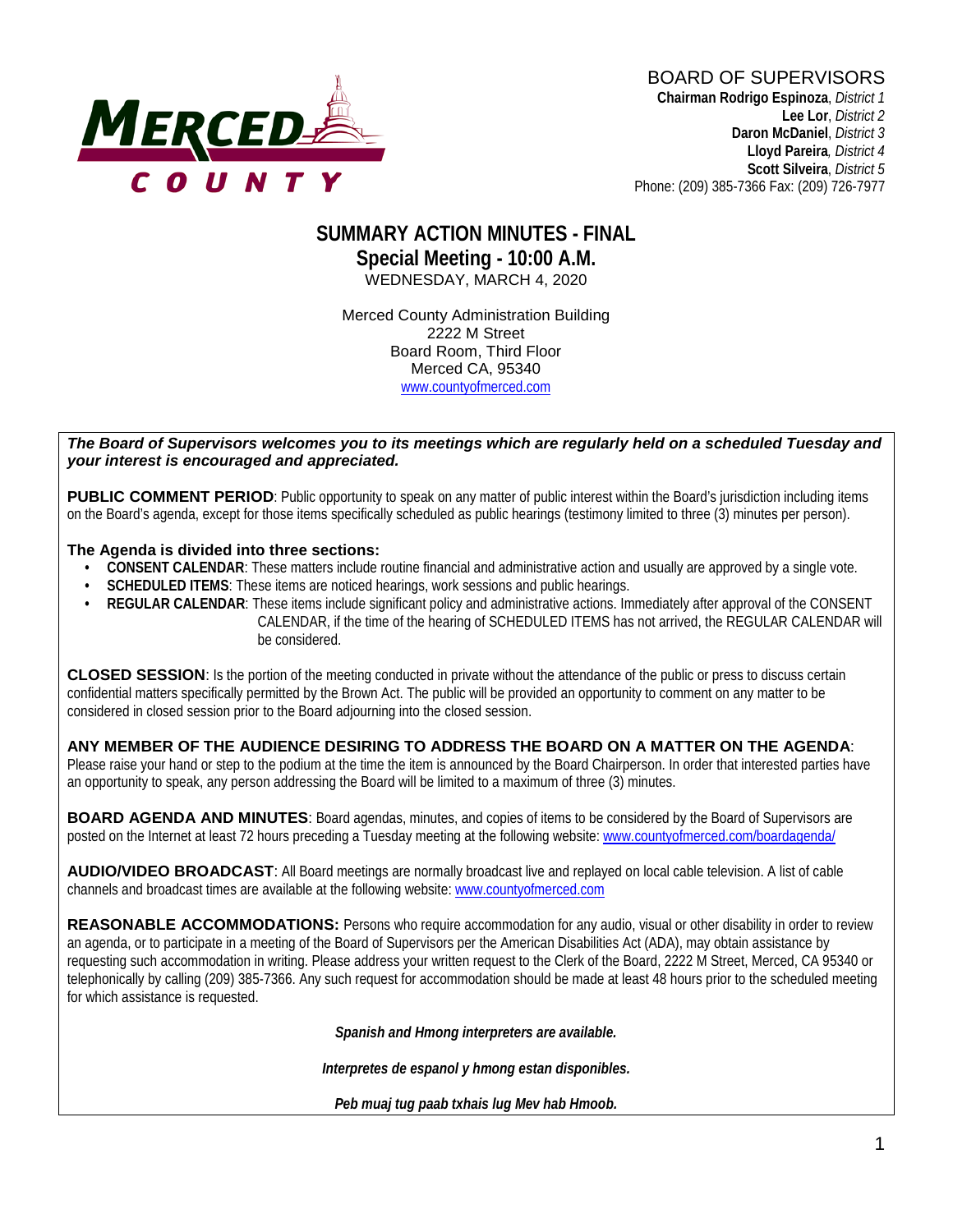MERCED COUNTY

BOARD OF SUPERVISORS
**Chairman Rodrigo Espinoza**, *District 1*
**Lee Lor**, *District 2*
**Daron McDaniel**, *District 3*
**Lloyd Pareira**, *District 4*
**Scott Silveira**, *District 5*
Phone: (209) 385-7366 Fax: (209) 726-7977

# SUMMARY ACTION MINUTES - FINAL

## Special Meeting - 10:00 A.M.

WEDNESDAY, MARCH 4, 2020

Merced County Administration Building
2222 M Street
Board Room, Third Floor
Merced CA, 95340
www.countyofmerced.com

***The Board of Supervisors welcomes you to its meetings which are regularly held on a scheduled Tuesday and your interest is encouraged and appreciated.***

**PUBLIC COMMENT PERIOD**: Public opportunity to speak on any matter of public interest within the Board's jurisdiction including items on the Board's agenda, except for those items specifically scheduled as public hearings (testimony limited to three (3) minutes per person).

**The Agenda is divided into three sections:**

- **CONSENT CALENDAR**: These matters include routine financial and administrative action and usually are approved by a single vote.
- **SCHEDULED ITEMS**: These items are noticed hearings, work sessions and public hearings.
- **REGULAR CALENDAR**: These items include significant policy and administrative actions. Immediately after approval of the CONSENT CALENDAR, if the time of the hearing of SCHEDULED ITEMS has not arrived, the REGULAR CALENDAR will be considered.

**CLOSED SESSION**: Is the portion of the meeting conducted in private without the attendance of the public or press to discuss certain confidential matters specifically permitted by the Brown Act. The public will be provided an opportunity to comment on any matter to be considered in closed session prior to the Board adjourning into the closed session.

**ANY MEMBER OF THE AUDIENCE DESIRING TO ADDRESS THE BOARD ON A MATTER ON THE AGENDA**: Please raise your hand or step to the podium at the time the item is announced by the Board Chairperson. In order that interested parties have an opportunity to speak, any person addressing the Board will be limited to a maximum of three (3) minutes.

**BOARD AGENDA AND MINUTES**: Board agendas, minutes, and copies of items to be considered by the Board of Supervisors are posted on the Internet at least 72 hours preceding a Tuesday meeting at the following website: www.countyofmerced.com/boardagenda/

**AUDIO/VIDEO BROADCAST**: All Board meetings are normally broadcast live and replayed on local cable television. A list of cable channels and broadcast times are available at the following website: www.countyofmerced.com

**REASONABLE ACCOMMODATIONS:** Persons who require accommodation for any audio, visual or other disability in order to review an agenda, or to participate in a meeting of the Board of Supervisors per the American Disabilities Act (ADA), may obtain assistance by requesting such accommodation in writing. Please address your written request to the Clerk of the Board, 2222 M Street, Merced, CA 95340 or telephonically by calling (209) 385-7366. Any such request for accommodation should be made at least 48 hours prior to the scheduled meeting for which assistance is requested.

***Spanish and Hmong interpreters are available.***

***Interpretes de espanol y hmong estan disponibles.***

***Peb muaj tug paab txhais lug Mev hab Hmoob.***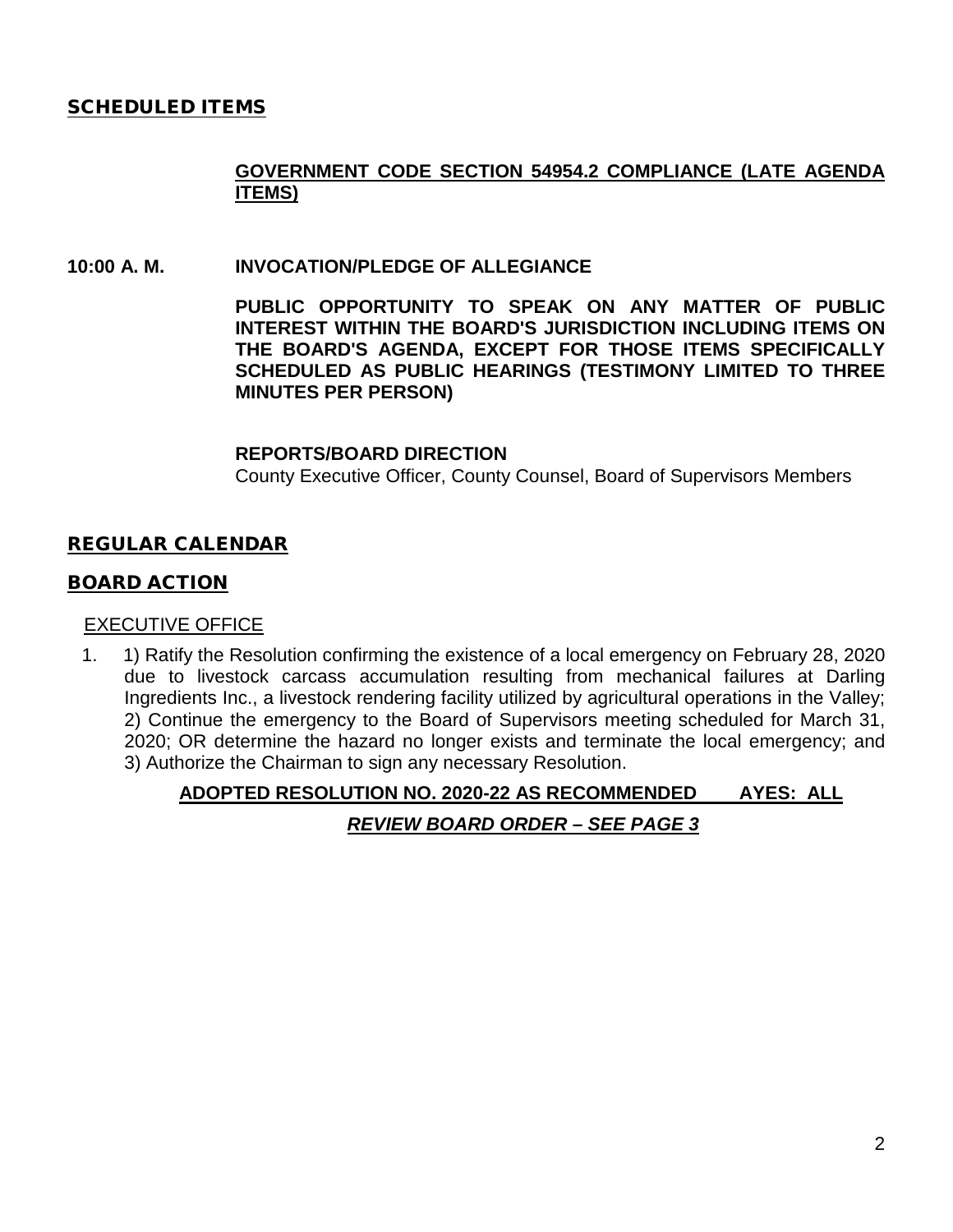## SCHEDULED ITEMS

**GOVERNMENT CODE SECTION 54954.2 COMPLIANCE (LATE AGENDA ITEMS)**

**10:00 A. M.** **INVOCATION/PLEDGE OF ALLEGIANCE**

**PUBLIC OPPORTUNITY TO SPEAK ON ANY MATTER OF PUBLIC INTEREST WITHIN THE BOARD'S JURISDICTION INCLUDING ITEMS ON THE BOARD'S AGENDA, EXCEPT FOR THOSE ITEMS SPECIFICALLY SCHEDULED AS PUBLIC HEARINGS (TESTIMONY LIMITED TO THREE MINUTES PER PERSON)**

**REPORTS/BOARD DIRECTION**
County Executive Officer, County Counsel, Board of Supervisors Members

## REGULAR CALENDAR

## BOARD ACTION

EXECUTIVE OFFICE

1. 1) Ratify the Resolution confirming the existence of a local emergency on February 28, 2020 due to livestock carcass accumulation resulting from mechanical failures at Darling Ingredients Inc., a livestock rendering facility utilized by agricultural operations in the Valley; 2) Continue the emergency to the Board of Supervisors meeting scheduled for March 31, 2020; OR determine the hazard no longer exists and terminate the local emergency; and 3) Authorize the Chairman to sign any necessary Resolution.

**ADOPTED RESOLUTION NO. 2020-22 AS RECOMMENDED AYES: ALL**

***REVIEW BOARD ORDER – SEE PAGE 3***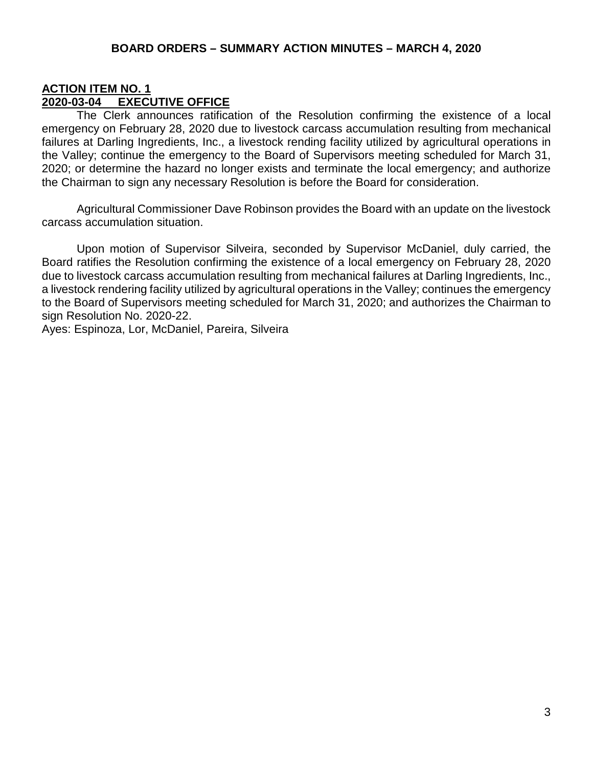# BOARD ORDERS – SUMMARY ACTION MINUTES – MARCH 4, 2020

**ACTION ITEM NO. 1**
**2020-03-04 EXECUTIVE OFFICE**

The Clerk announces ratification of the Resolution confirming the existence of a local emergency on February 28, 2020 due to livestock carcass accumulation resulting from mechanical failures at Darling Ingredients, Inc., a livestock rending facility utilized by agricultural operations in the Valley; continue the emergency to the Board of Supervisors meeting scheduled for March 31, 2020; or determine the hazard no longer exists and terminate the local emergency; and authorize the Chairman to sign any necessary Resolution is before the Board for consideration.

Agricultural Commissioner Dave Robinson provides the Board with an update on the livestock carcass accumulation situation.

Upon motion of Supervisor Silveira, seconded by Supervisor McDaniel, duly carried, the Board ratifies the Resolution confirming the existence of a local emergency on February 28, 2020 due to livestock carcass accumulation resulting from mechanical failures at Darling Ingredients, Inc., a livestock rendering facility utilized by agricultural operations in the Valley; continues the emergency to the Board of Supervisors meeting scheduled for March 31, 2020; and authorizes the Chairman to sign Resolution No. 2020-22.
Ayes: Espinoza, Lor, McDaniel, Pareira, Silveira